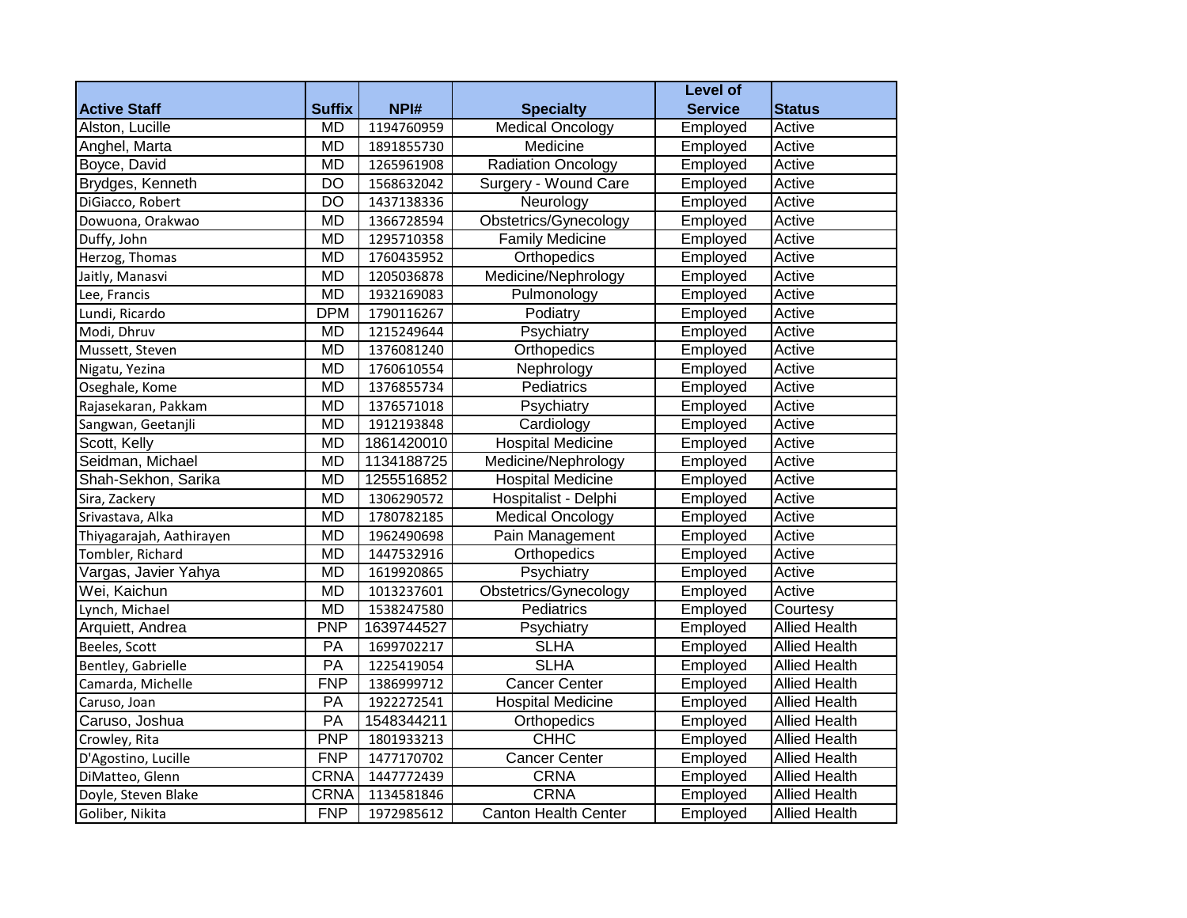| Active Staff | Suffix | NPI# | Specialty | Level of Service | Status |
|---|---|---|---|---|---|
| Alston, Lucille | MD | 1194760959 | Medical Oncology | Employed | Active |
| Anghel, Marta | MD | 1891855730 | Medicine | Employed | Active |
| Boyce, David | MD | 1265961908 | Radiation Oncology | Employed | Active |
| Brydges, Kenneth | DO | 1568632042 | Surgery - Wound Care | Employed | Active |
| DiGiacco, Robert | DO | 1437138336 | Neurology | Employed | Active |
| Dowuona, Orakwao | MD | 1366728594 | Obstetrics/Gynecology | Employed | Active |
| Duffy, John | MD | 1295710358 | Family Medicine | Employed | Active |
| Herzog, Thomas | MD | 1760435952 | Orthopedics | Employed | Active |
| Jaitly, Manasvi | MD | 1205036878 | Medicine/Nephrology | Employed | Active |
| Lee, Francis | MD | 1932169083 | Pulmonology | Employed | Active |
| Lundi, Ricardo | DPM | 1790116267 | Podiatry | Employed | Active |
| Modi, Dhruv | MD | 1215249644 | Psychiatry | Employed | Active |
| Mussett, Steven | MD | 1376081240 | Orthopedics | Employed | Active |
| Nigatu, Yezina | MD | 1760610554 | Nephrology | Employed | Active |
| Oseghale, Kome | MD | 1376855734 | Pediatrics | Employed | Active |
| Rajasekaran, Pakkam | MD | 1376571018 | Psychiatry | Employed | Active |
| Sangwan, Geetanjli | MD | 1912193848 | Cardiology | Employed | Active |
| Scott, Kelly | MD | 1861420010 | Hospital Medicine | Employed | Active |
| Seidman, Michael | MD | 1134188725 | Medicine/Nephrology | Employed | Active |
| Shah-Sekhon, Sarika | MD | 1255516852 | Hospital Medicine | Employed | Active |
| Sira, Zackery | MD | 1306290572 | Hospitalist - Delphi | Employed | Active |
| Srivastava, Alka | MD | 1780782185 | Medical Oncology | Employed | Active |
| Thiyagarajah, Aathirayen | MD | 1962490698 | Pain Management | Employed | Active |
| Tombler, Richard | MD | 1447532916 | Orthopedics | Employed | Active |
| Vargas, Javier Yahya | MD | 1619920865 | Psychiatry | Employed | Active |
| Wei, Kaichun | MD | 1013237601 | Obstetrics/Gynecology | Employed | Active |
| Lynch, Michael | MD | 1538247580 | Pediatrics | Employed | Courtesy |
| Arquiett, Andrea | PNP | 1639744527 | Psychiatry | Employed | Allied Health |
| Beeles, Scott | PA | 1699702217 | SLHA | Employed | Allied Health |
| Bentley, Gabrielle | PA | 1225419054 | SLHA | Employed | Allied Health |
| Camarda, Michelle | FNP | 1386999712 | Cancer Center | Employed | Allied Health |
| Caruso, Joan | PA | 1922272541 | Hospital Medicine | Employed | Allied Health |
| Caruso, Joshua | PA | 1548344211 | Orthopedics | Employed | Allied Health |
| Crowley, Rita | PNP | 1801933213 | CHHC | Employed | Allied Health |
| D'Agostino, Lucille | FNP | 1477170702 | Cancer Center | Employed | Allied Health |
| DiMatteo, Glenn | CRNA | 1447772439 | CRNA | Employed | Allied Health |
| Doyle, Steven Blake | CRNA | 1134581846 | CRNA | Employed | Allied Health |
| Goliber, Nikita | FNP | 1972985612 | Canton Health Center | Employed | Allied Health |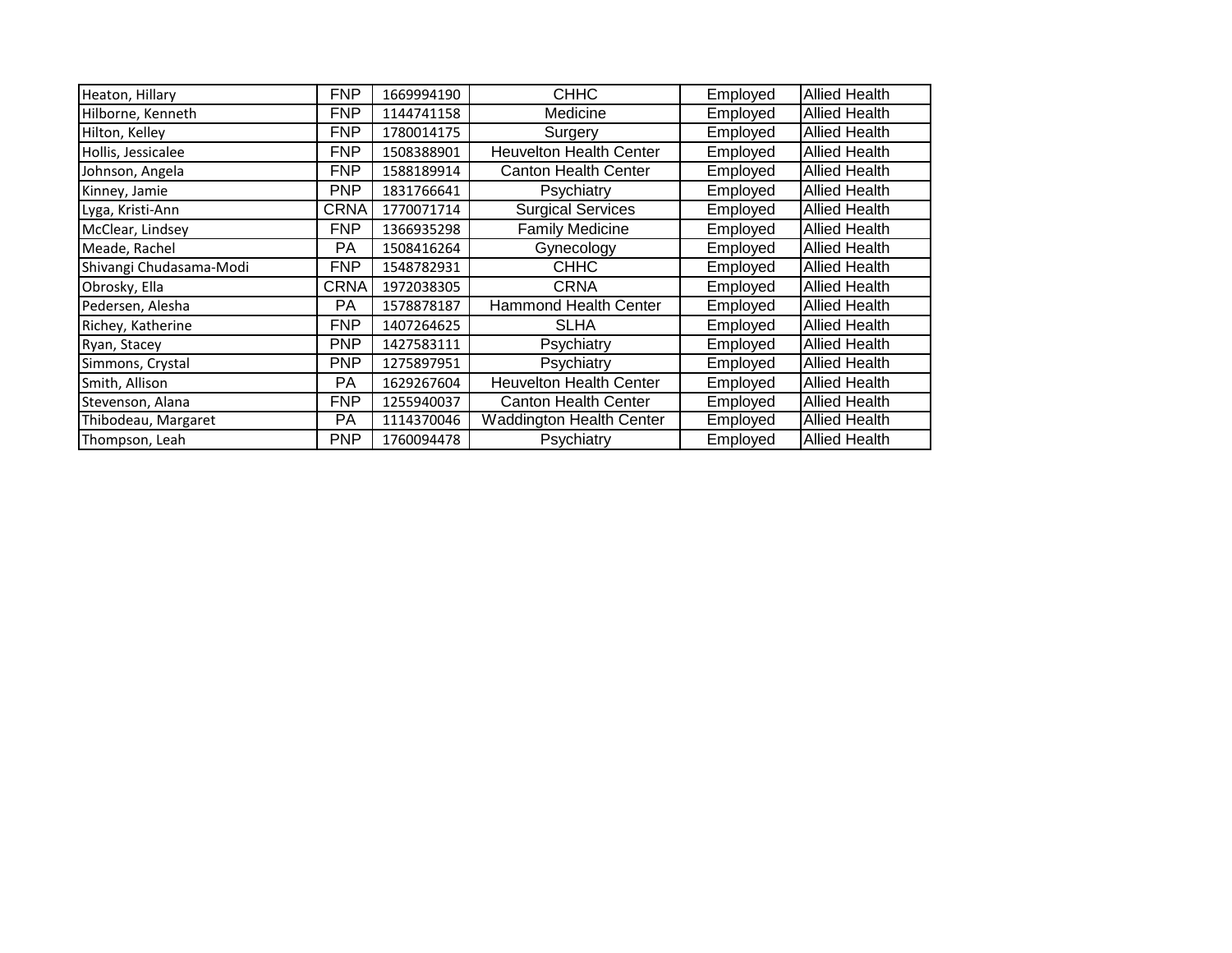| | | | | | |
|---|---|---|---|---|---|
| Heaton, Hillary | FNP | 1669994190 | CHHC | Employed | Allied Health |
| Hilborne, Kenneth | FNP | 1144741158 | Medicine | Employed | Allied Health |
| Hilton, Kelley | FNP | 1780014175 | Surgery | Employed | Allied Health |
| Hollis, Jessicalee | FNP | 1508388901 | Heuvelton Health Center | Employed | Allied Health |
| Johnson, Angela | FNP | 1588189914 | Canton Health Center | Employed | Allied Health |
| Kinney, Jamie | PNP | 1831766641 | Psychiatry | Employed | Allied Health |
| Lyga, Kristi-Ann | CRNA | 1770071714 | Surgical Services | Employed | Allied Health |
| McClear, Lindsey | FNP | 1366935298 | Family Medicine | Employed | Allied Health |
| Meade, Rachel | PA | 1508416264 | Gynecology | Employed | Allied Health |
| Shivangi Chudasama-Modi | FNP | 1548782931 | CHHC | Employed | Allied Health |
| Obrosky, Ella | CRNA | 1972038305 | CRNA | Employed | Allied Health |
| Pedersen, Alesha | PA | 1578878187 | Hammond Health Center | Employed | Allied Health |
| Richey, Katherine | FNP | 1407264625 | SLHA | Employed | Allied Health |
| Ryan, Stacey | PNP | 1427583111 | Psychiatry | Employed | Allied Health |
| Simmons, Crystal | PNP | 1275897951 | Psychiatry | Employed | Allied Health |
| Smith, Allison | PA | 1629267604 | Heuvelton Health Center | Employed | Allied Health |
| Stevenson, Alana | FNP | 1255940037 | Canton Health Center | Employed | Allied Health |
| Thibodeau, Margaret | PA | 1114370046 | Waddington Health Center | Employed | Allied Health |
| Thompson, Leah | PNP | 1760094478 | Psychiatry | Employed | Allied Health |